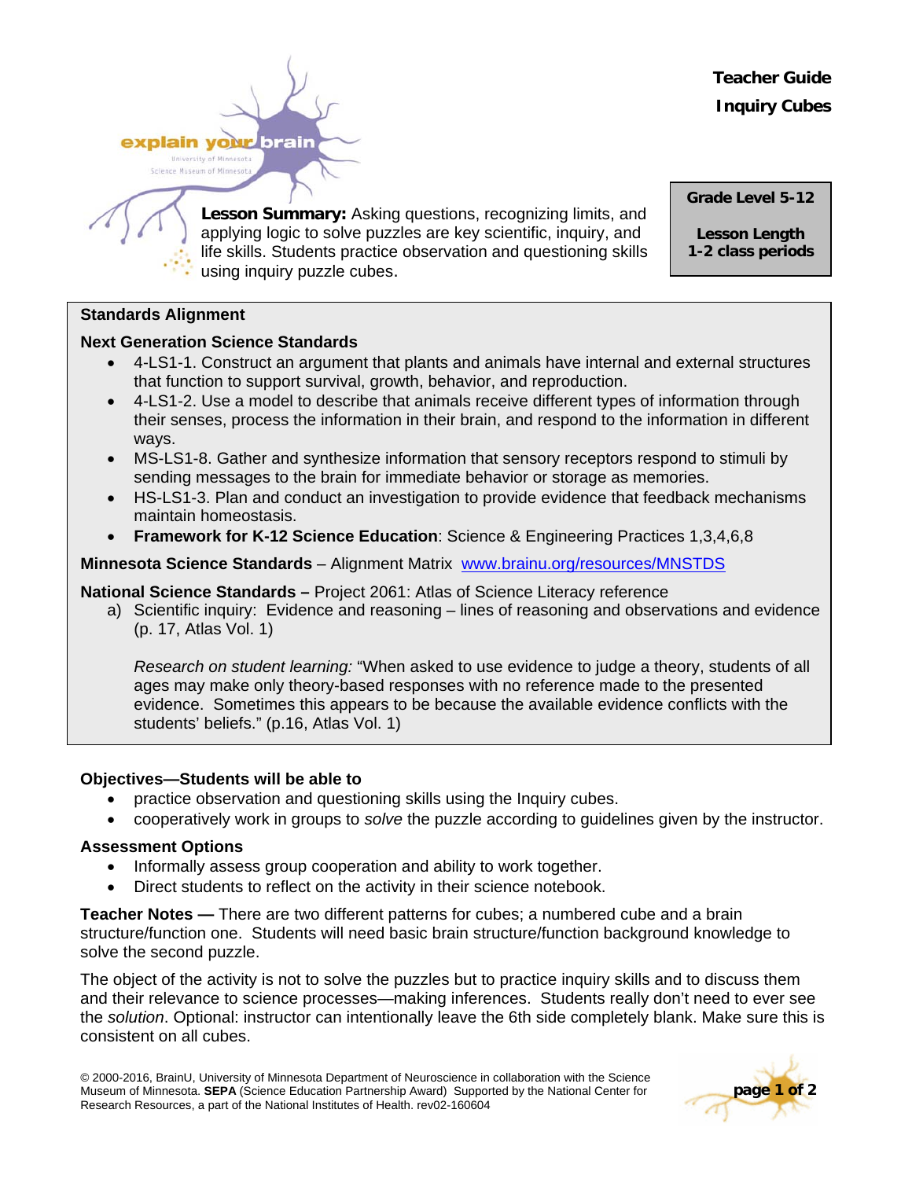**Teacher Guide**
**Inquiry Cubes**

explain your brain
University of Minnesota
Science Museum of Minnesota

**Lesson Summary:** Asking questions, recognizing limits, and applying logic to solve puzzles are key scientific, inquiry, and life skills. Students practice observation and questioning skills using inquiry puzzle cubes.

**Grade Level 5-12**

**Lesson Length**
**1-2 class periods**

## Standards Alignment

### Next Generation Science Standards

- 4-LS1-1. Construct an argument that plants and animals have internal and external structures that function to support survival, growth, behavior, and reproduction.
- 4-LS1-2. Use a model to describe that animals receive different types of information through their senses, process the information in their brain, and respond to the information in different ways.
- MS-LS1-8. Gather and synthesize information that sensory receptors respond to stimuli by sending messages to the brain for immediate behavior or storage as memories.
- HS-LS1-3. Plan and conduct an investigation to provide evidence that feedback mechanisms maintain homeostasis.
- **Framework for K-12 Science Education**: Science & Engineering Practices 1,3,4,6,8

**Minnesota Science Standards** – Alignment Matrix [www.brainu.org/resources/MNSTDS](www.brainu.org/resources/MNSTDS)

**National Science Standards –** Project 2061: Atlas of Science Literacy reference

a) Scientific inquiry: Evidence and reasoning – lines of reasoning and observations and evidence (p. 17, Atlas Vol. 1)

*Research on student learning:* "When asked to use evidence to judge a theory, students of all ages may make only theory-based responses with no reference made to the presented evidence. Sometimes this appears to be because the available evidence conflicts with the students' beliefs." (p.16, Atlas Vol. 1)

## Objectives—Students will be able to

- practice observation and questioning skills using the Inquiry cubes.
- cooperatively work in groups to *solve* the puzzle according to guidelines given by the instructor.

## Assessment Options

- Informally assess group cooperation and ability to work together.
- Direct students to reflect on the activity in their science notebook.

**Teacher Notes —** There are two different patterns for cubes; a numbered cube and a brain structure/function one. Students will need basic brain structure/function background knowledge to solve the second puzzle.

The object of the activity is not to solve the puzzles but to practice inquiry skills and to discuss them and their relevance to science processes—making inferences. Students really don't need to ever see the *solution*. Optional: instructor can intentionally leave the 6th side completely blank. Make sure this is consistent on all cubes.

© 2000-2016, BrainU, University of Minnesota Department of Neuroscience in collaboration with the Science Museum of Minnesota. **SEPA** (Science Education Partnership Award) Supported by the National Center for Research Resources, a part of the National Institutes of Health. rev02-160604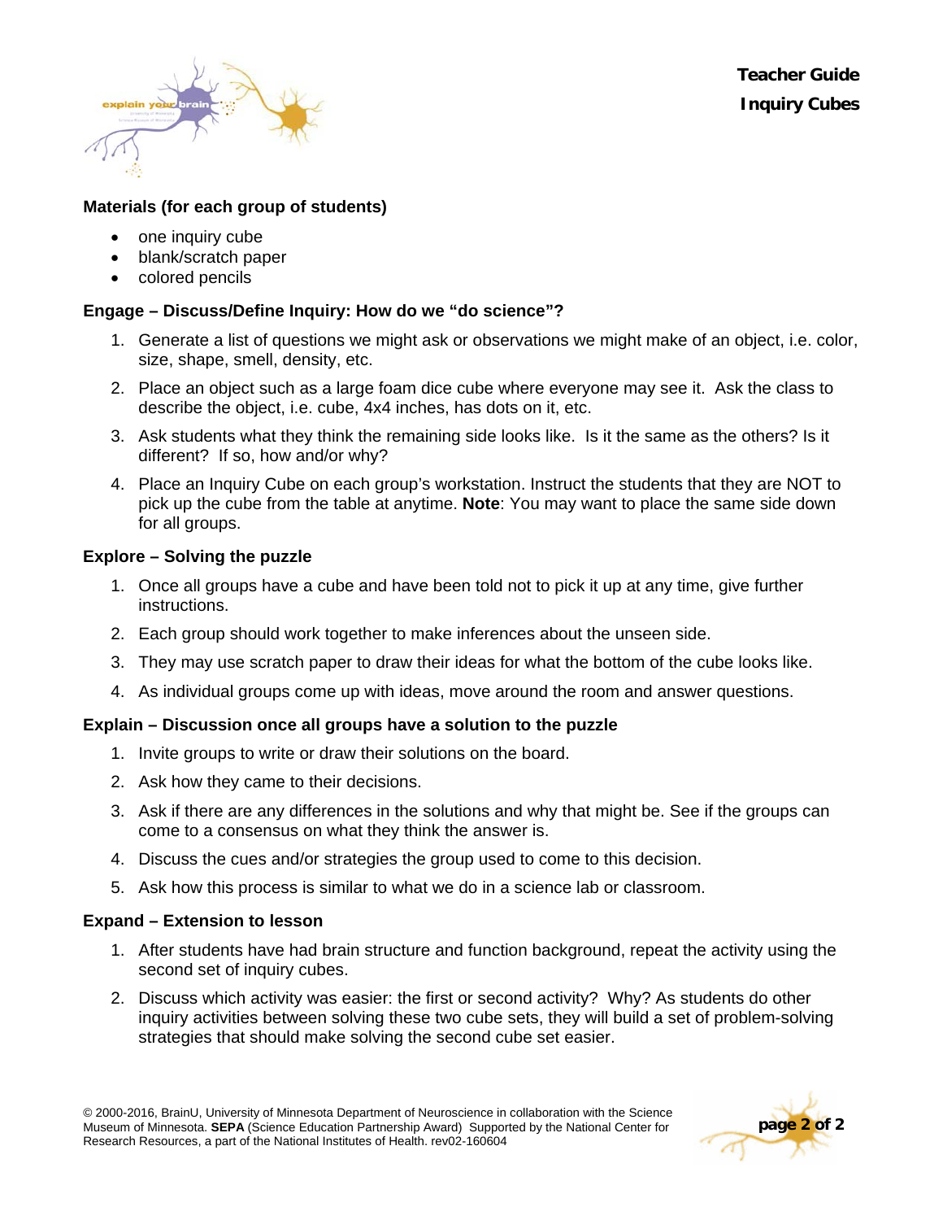**Teacher Guide**
**Inquiry Cubes**

### Materials (for each group of students)

- one inquiry cube
- blank/scratch paper
- colored pencils

### Engage – Discuss/Define Inquiry: How do we "do science"?

1. Generate a list of questions we might ask or observations we might make of an object, i.e. color, size, shape, smell, density, etc.
2. Place an object such as a large foam dice cube where everyone may see it. Ask the class to describe the object, i.e. cube, 4x4 inches, has dots on it, etc.
3. Ask students what they think the remaining side looks like. Is it the same as the others? Is it different? If so, how and/or why?
4. Place an Inquiry Cube on each group's workstation. Instruct the students that they are NOT to pick up the cube from the table at anytime. **Note**: You may want to place the same side down for all groups.

### Explore – Solving the puzzle

1. Once all groups have a cube and have been told not to pick it up at any time, give further instructions.
2. Each group should work together to make inferences about the unseen side.
3. They may use scratch paper to draw their ideas for what the bottom of the cube looks like.
4. As individual groups come up with ideas, move around the room and answer questions.

### Explain – Discussion once all groups have a solution to the puzzle

1. Invite groups to write or draw their solutions on the board.
2. Ask how they came to their decisions.
3. Ask if there are any differences in the solutions and why that might be. See if the groups can come to a consensus on what they think the answer is.
4. Discuss the cues and/or strategies the group used to come to this decision.
5. Ask how this process is similar to what we do in a science lab or classroom.

### Expand – Extension to lesson

1. After students have had brain structure and function background, repeat the activity using the second set of inquiry cubes.
2. Discuss which activity was easier: the first or second activity? Why? As students do other inquiry activities between solving these two cube sets, they will build a set of problem-solving strategies that should make solving the second cube set easier.

© 2000-2016, BrainU, University of Minnesota Department of Neuroscience in collaboration with the Science Museum of Minnesota. **SEPA** (Science Education Partnership Award) Supported by the National Center for Research Resources, a part of the National Institutes of Health. rev02-160604